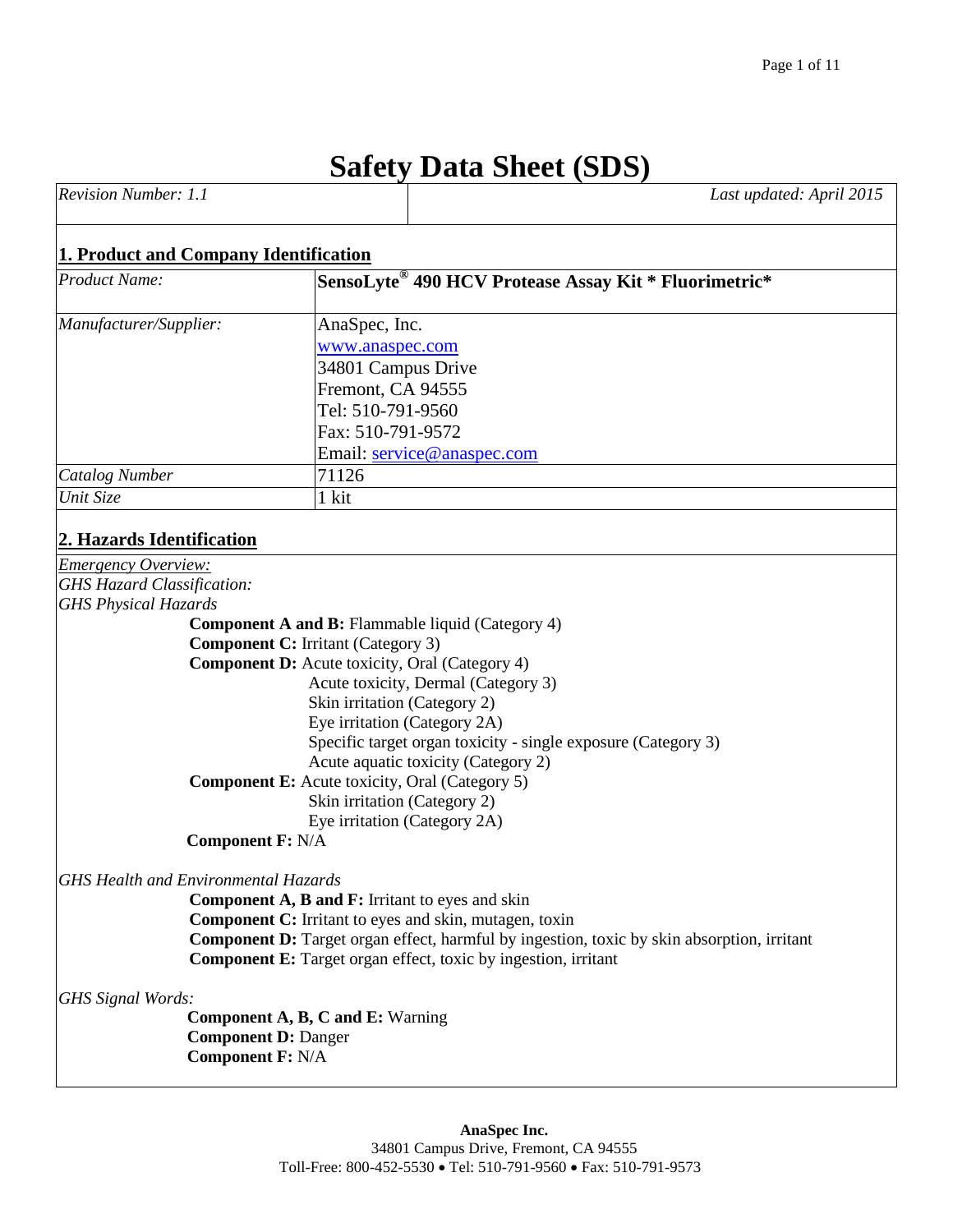# Safety Data Sheet (SDS)

| *Revision Number: 1.1* | *Last updated: April 2015* |
|---|---|

## 1. Product and Company Identification

| | |
|---|---|
| *Product Name:* | **SensoLyte® 490 HCV Protease Assay Kit * Fluorimetric*** |
| *Manufacturer/Supplier:* | AnaSpec, Inc.<br>www.anaspec.com<br>34801 Campus Drive<br>Fremont, CA 94555<br>Tel: 510-791-9560<br>Fax: 510-791-9572<br>Email: service@anaspec.com |
| *Catalog Number* | 71126 |
| *Unit Size* | 1 kit |

## 2. Hazards Identification

*Emergency Overview:*

*GHS Hazard Classification:*

*GHS Physical Hazards*

**Component A and B:** Flammable liquid (Category 4)

**Component C:** Irritant (Category 3)

**Component D:** Acute toxicity, Oral (Category 4)
Acute toxicity, Dermal (Category 3)
Skin irritation (Category 2)
Eye irritation (Category 2A)
Specific target organ toxicity - single exposure (Category 3)
Acute aquatic toxicity (Category 2)

**Component E:** Acute toxicity, Oral (Category 5)
Skin irritation (Category 2)
Eye irritation (Category 2A)

**Component F:** N/A

*GHS Health and Environmental Hazards*

**Component A, B and F:** Irritant to eyes and skin

**Component C:** Irritant to eyes and skin, mutagen, toxin

**Component D:** Target organ effect, harmful by ingestion, toxic by skin absorption, irritant

**Component E:** Target organ effect, toxic by ingestion, irritant

*GHS Signal Words:*

**Component A, B, C and E:** Warning

**Component D:** Danger

**Component F:** N/A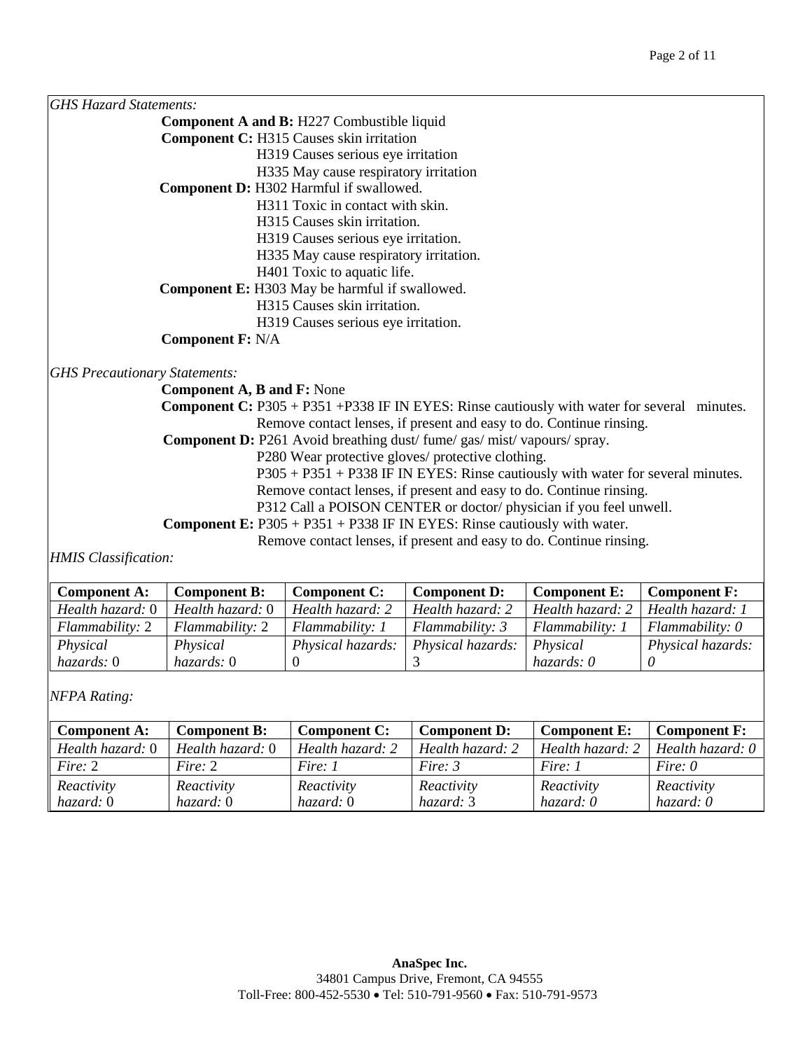*GHS Hazard Statements:*

**Component A and B:** H227 Combustible liquid

**Component C:** H315 Causes skin irritation
H319 Causes serious eye irritation
H335 May cause respiratory irritation

**Component D:** H302 Harmful if swallowed.
H311 Toxic in contact with skin.
H315 Causes skin irritation.
H319 Causes serious eye irritation.
H335 May cause respiratory irritation.
H401 Toxic to aquatic life.

**Component E:** H303 May be harmful if swallowed.
H315 Causes skin irritation.
H319 Causes serious eye irritation.

**Component F:** N/A

*GHS Precautionary Statements:*

**Component A, B and F:** None

**Component C:** P305 + P351 +P338 IF IN EYES: Rinse cautiously with water for several minutes. Remove contact lenses, if present and easy to do. Continue rinsing.

**Component D:** P261 Avoid breathing dust/ fume/ gas/ mist/ vapours/ spray.
P280 Wear protective gloves/ protective clothing.
P305 + P351 + P338 IF IN EYES: Rinse cautiously with water for several minutes. Remove contact lenses, if present and easy to do. Continue rinsing.
P312 Call a POISON CENTER or doctor/ physician if you feel unwell.

**Component E:** P305 + P351 + P338 IF IN EYES: Rinse cautiously with water. Remove contact lenses, if present and easy to do. Continue rinsing.

*HMIS Classification:*

| Component A: | Component B: | Component C: | Component D: | Component E: | Component F: |
|---|---|---|---|---|---|
| *Health hazard:* 0 | *Health hazard:* 0 | *Health hazard: 2* | *Health hazard: 2* | *Health hazard: 2* | *Health hazard: 1* |
| *Flammability:* 2 | *Flammability:* 2 | *Flammability: 1* | *Flammability: 3* | *Flammability: 1* | *Flammability: 0* |
| *Physical hazards:* 0 | *Physical hazards:* 0 | *Physical hazards:* 0 | *Physical hazards:* 3 | *Physical hazards: 0* | *Physical hazards: 0* |

*NFPA Rating:*

| Component A: | Component B: | Component C: | Component D: | Component E: | Component F: |
|---|---|---|---|---|---|
| *Health hazard:* 0 | *Health hazard:* 0 | *Health hazard: 2* | *Health hazard: 2* | *Health hazard: 2* | *Health hazard: 0* |
| *Fire:* 2 | *Fire:* 2 | *Fire: 1* | *Fire: 3* | *Fire: 1* | *Fire: 0* |
| *Reactivity hazard:* 0 | *Reactivity hazard:* 0 | *Reactivity hazard:* 0 | *Reactivity hazard:* 3 | *Reactivity hazard: 0* | *Reactivity hazard: 0* |

**AnaSpec Inc.**
34801 Campus Drive, Fremont, CA 94555
Toll-Free: 800-452-5530 • Tel: 510-791-9560 • Fax: 510-791-9573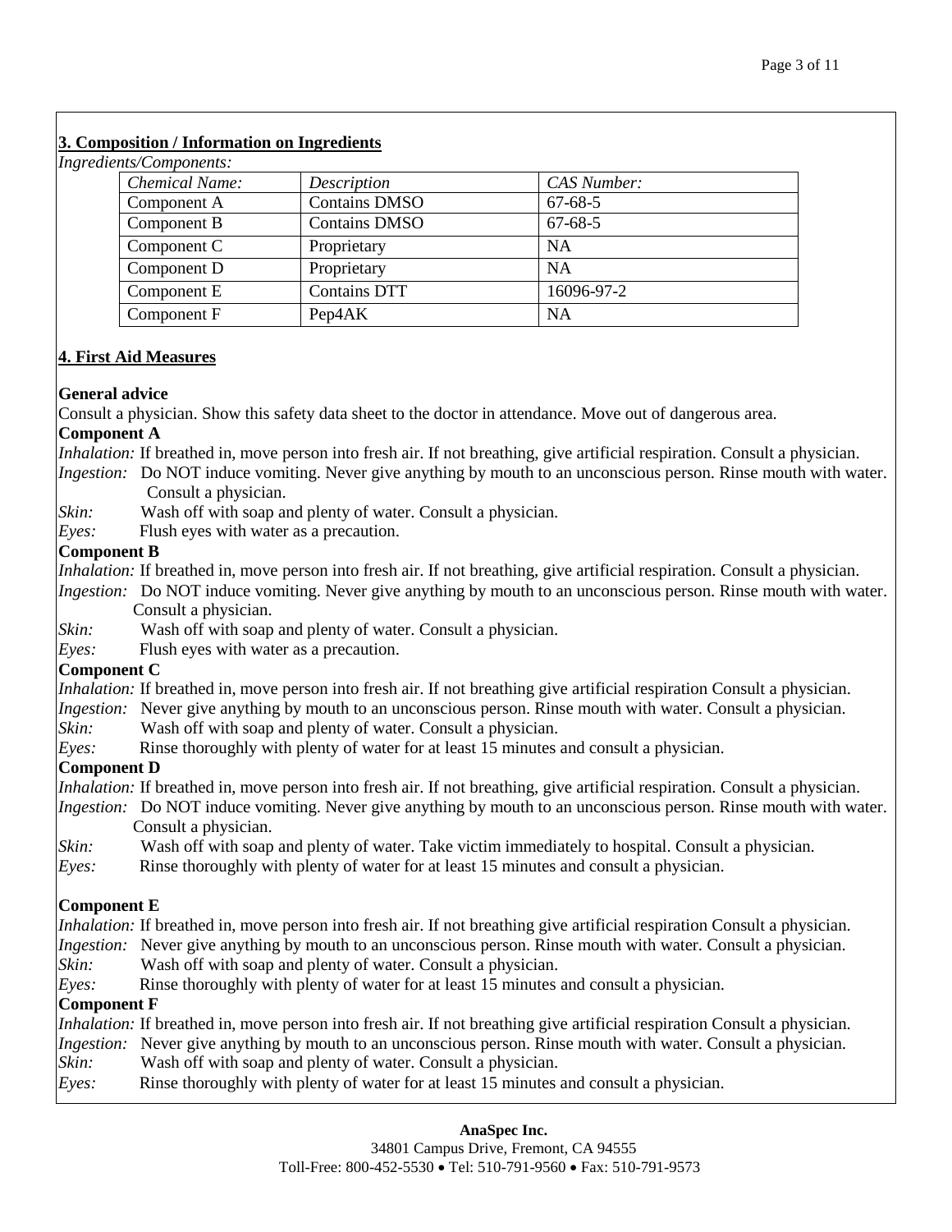## 3. Composition / Information on Ingredients

*Ingredients/Components:*

| *Chemical Name:* | *Description* | *CAS Number:* |
|---|---|---|
| Component A | Contains DMSO | 67-68-5 |
| Component B | Contains DMSO | 67-68-5 |
| Component C | Proprietary | NA |
| Component D | Proprietary | NA |
| Component E | Contains DTT | 16096-97-2 |
| Component F | Pep4AK | NA |

## 4. First Aid Measures

**General advice**

Consult a physician. Show this safety data sheet to the doctor in attendance. Move out of dangerous area.

**Component A**

*Inhalation:* If breathed in, move person into fresh air. If not breathing, give artificial respiration. Consult a physician.

*Ingestion:* Do NOT induce vomiting. Never give anything by mouth to an unconscious person. Rinse mouth with water. Consult a physician.

*Skin:* Wash off with soap and plenty of water. Consult a physician.

*Eyes:* Flush eyes with water as a precaution.

**Component B**

*Inhalation:* If breathed in, move person into fresh air. If not breathing, give artificial respiration. Consult a physician.

*Ingestion:* Do NOT induce vomiting. Never give anything by mouth to an unconscious person. Rinse mouth with water. Consult a physician.

*Skin:* Wash off with soap and plenty of water. Consult a physician.

*Eyes:* Flush eyes with water as a precaution.

**Component C**

*Inhalation:* If breathed in, move person into fresh air. If not breathing give artificial respiration Consult a physician.

*Ingestion:* Never give anything by mouth to an unconscious person. Rinse mouth with water. Consult a physician.

*Skin:* Wash off with soap and plenty of water. Consult a physician.

*Eyes:* Rinse thoroughly with plenty of water for at least 15 minutes and consult a physician.

**Component D**

*Inhalation:* If breathed in, move person into fresh air. If not breathing, give artificial respiration. Consult a physician.

*Ingestion:* Do NOT induce vomiting. Never give anything by mouth to an unconscious person. Rinse mouth with water. Consult a physician.

*Skin:* Wash off with soap and plenty of water. Take victim immediately to hospital. Consult a physician.

*Eyes:* Rinse thoroughly with plenty of water for at least 15 minutes and consult a physician.

**Component E**

*Inhalation:* If breathed in, move person into fresh air. If not breathing give artificial respiration Consult a physician.

*Ingestion:* Never give anything by mouth to an unconscious person. Rinse mouth with water. Consult a physician.

*Skin:* Wash off with soap and plenty of water. Consult a physician.

*Eyes:* Rinse thoroughly with plenty of water for at least 15 minutes and consult a physician.

**Component F**

*Inhalation:* If breathed in, move person into fresh air. If not breathing give artificial respiration Consult a physician.

*Ingestion:* Never give anything by mouth to an unconscious person. Rinse mouth with water. Consult a physician.

*Skin:* Wash off with soap and plenty of water. Consult a physician.

*Eyes:* Rinse thoroughly with plenty of water for at least 15 minutes and consult a physician.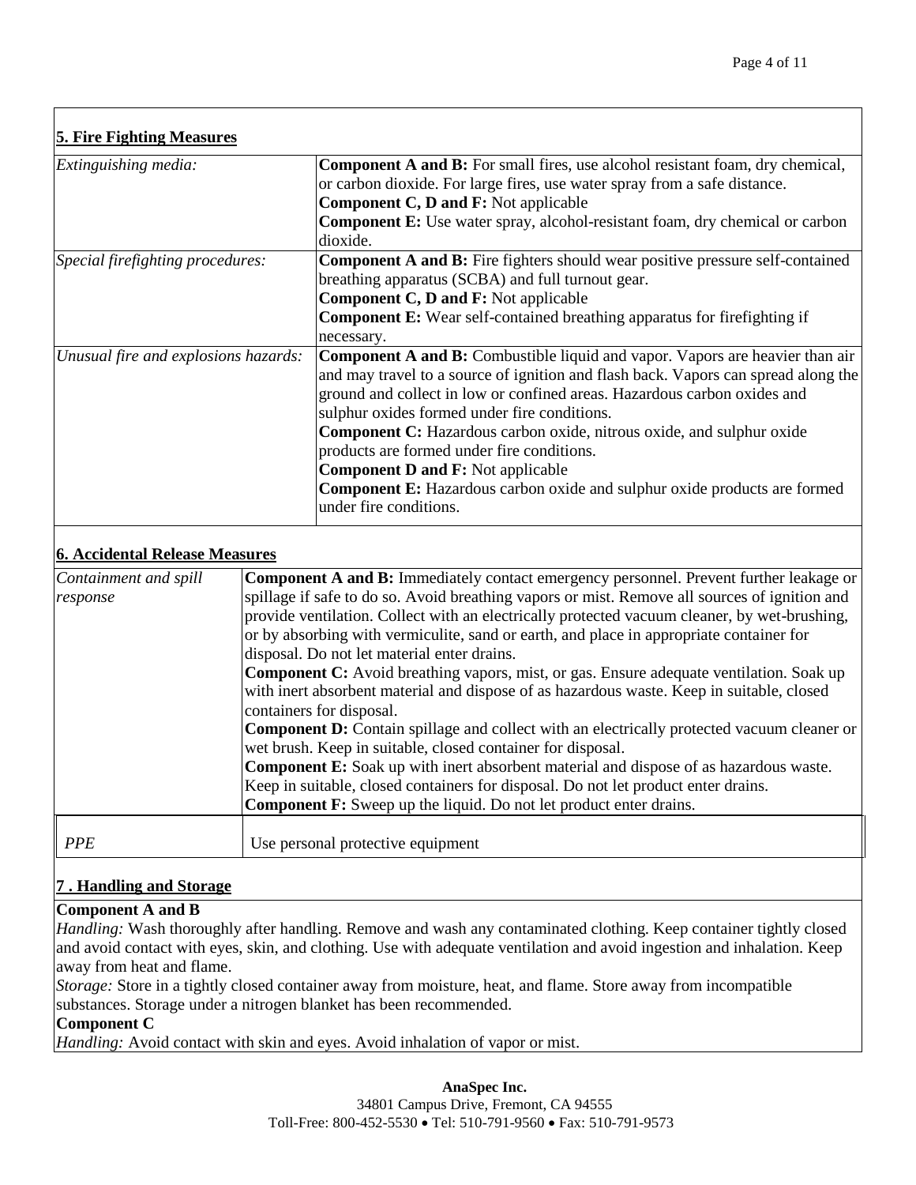## 5. Fire Fighting Measures

| | |
|---|---|
| *Extinguishing media:* | **Component A and B:** For small fires, use alcohol resistant foam, dry chemical, or carbon dioxide. For large fires, use water spray from a safe distance.<br>**Component C, D and F:** Not applicable<br>**Component E:** Use water spray, alcohol-resistant foam, dry chemical or carbon dioxide. |
| *Special firefighting procedures:* | **Component A and B:** Fire fighters should wear positive pressure self-contained breathing apparatus (SCBA) and full turnout gear.<br>**Component C, D and F:** Not applicable<br>**Component E:** Wear self-contained breathing apparatus for firefighting if necessary. |
| *Unusual fire and explosions hazards:* | **Component A and B:** Combustible liquid and vapor. Vapors are heavier than air and may travel to a source of ignition and flash back. Vapors can spread along the ground and collect in low or confined areas. Hazardous carbon oxides and sulphur oxides formed under fire conditions.<br>**Component C:** Hazardous carbon oxide, nitrous oxide, and sulphur oxide products are formed under fire conditions.<br>**Component D and F:** Not applicable<br>**Component E:** Hazardous carbon oxide and sulphur oxide products are formed under fire conditions. |

## 6. Accidental Release Measures

| | |
|---|---|
| *Containment and spill response* | **Component A and B:** Immediately contact emergency personnel. Prevent further leakage or spillage if safe to do so. Avoid breathing vapors or mist. Remove all sources of ignition and provide ventilation. Collect with an electrically protected vacuum cleaner, by wet-brushing, or by absorbing with vermiculite, sand or earth, and place in appropriate container for disposal. Do not let material enter drains.<br>**Component C:** Avoid breathing vapors, mist, or gas. Ensure adequate ventilation. Soak up with inert absorbent material and dispose of as hazardous waste. Keep in suitable, closed containers for disposal.<br>**Component D:** Contain spillage and collect with an electrically protected vacuum cleaner or wet brush. Keep in suitable, closed container for disposal.<br>**Component E:** Soak up with inert absorbent material and dispose of as hazardous waste. Keep in suitable, closed containers for disposal. Do not let product enter drains.<br>**Component F:** Sweep up the liquid. Do not let product enter drains. |
| *PPE* | Use personal protective equipment |

## 7 . Handling and Storage

**Component A and B**

*Handling:* Wash thoroughly after handling. Remove and wash any contaminated clothing. Keep container tightly closed and avoid contact with eyes, skin, and clothing. Use with adequate ventilation and avoid ingestion and inhalation. Keep away from heat and flame.

*Storage:* Store in a tightly closed container away from moisture, heat, and flame. Store away from incompatible substances. Storage under a nitrogen blanket has been recommended.

**Component C**

*Handling:* Avoid contact with skin and eyes. Avoid inhalation of vapor or mist.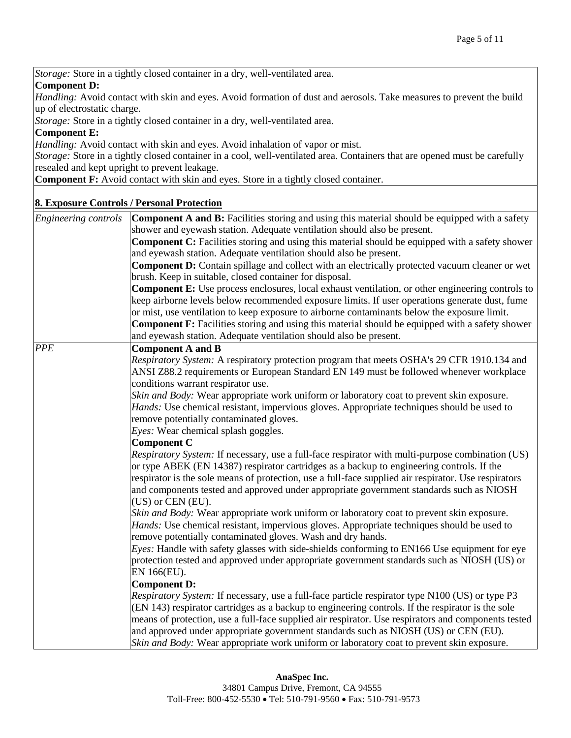*Storage:* Store in a tightly closed container in a dry, well-ventilated area.

**Component D:**

*Handling:* Avoid contact with skin and eyes. Avoid formation of dust and aerosols. Take measures to prevent the build up of electrostatic charge.

*Storage:* Store in a tightly closed container in a dry, well-ventilated area.

**Component E:**

*Handling:* Avoid contact with skin and eyes. Avoid inhalation of vapor or mist.

*Storage:* Store in a tightly closed container in a cool, well-ventilated area. Containers that are opened must be carefully resealed and kept upright to prevent leakage.

**Component F:** Avoid contact with skin and eyes. Store in a tightly closed container.

## 8. Exposure Controls / Personal Protection

| | |
|---|---|
| *Engineering controls* | **Component A and B:** Facilities storing and using this material should be equipped with a safety shower and eyewash station. Adequate ventilation should also be present.<br>**Component C:** Facilities storing and using this material should be equipped with a safety shower and eyewash station. Adequate ventilation should also be present.<br>**Component D:** Contain spillage and collect with an electrically protected vacuum cleaner or wet brush. Keep in suitable, closed container for disposal.<br>**Component E:** Use process enclosures, local exhaust ventilation, or other engineering controls to keep airborne levels below recommended exposure limits. If user operations generate dust, fume or mist, use ventilation to keep exposure to airborne contaminants below the exposure limit.<br>**Component F:** Facilities storing and using this material should be equipped with a safety shower and eyewash station. Adequate ventilation should also be present. |
| *PPE* | **Component A and B**<br>*Respiratory System:* A respiratory protection program that meets OSHA's 29 CFR 1910.134 and ANSI Z88.2 requirements or European Standard EN 149 must be followed whenever workplace conditions warrant respirator use.<br>*Skin and Body:* Wear appropriate work uniform or laboratory coat to prevent skin exposure.<br>*Hands:* Use chemical resistant, impervious gloves. Appropriate techniques should be used to remove potentially contaminated gloves.<br>*Eyes:* Wear chemical splash goggles.<br>**Component C**<br>*Respiratory System:* If necessary, use a full-face respirator with multi-purpose combination (US) or type ABEK (EN 14387) respirator cartridges as a backup to engineering controls. If the respirator is the sole means of protection, use a full-face supplied air respirator. Use respirators and components tested and approved under appropriate government standards such as NIOSH (US) or CEN (EU).<br>*Skin and Body:* Wear appropriate work uniform or laboratory coat to prevent skin exposure.<br>*Hands:* Use chemical resistant, impervious gloves. Appropriate techniques should be used to remove potentially contaminated gloves. Wash and dry hands.<br>*Eyes:* Handle with safety glasses with side-shields conforming to EN166 Use equipment for eye protection tested and approved under appropriate government standards such as NIOSH (US) or EN 166(EU).<br>**Component D:**<br>*Respiratory System:* If necessary, use a full-face particle respirator type N100 (US) or type P3 (EN 143) respirator cartridges as a backup to engineering controls. If the respirator is the sole means of protection, use a full-face supplied air respirator. Use respirators and components tested and approved under appropriate government standards such as NIOSH (US) or CEN (EU).<br>*Skin and Body:* Wear appropriate work uniform or laboratory coat to prevent skin exposure. |

**AnaSpec Inc.**
34801 Campus Drive, Fremont, CA 94555
Toll-Free: 800-452-5530 • Tel: 510-791-9560 • Fax: 510-791-9573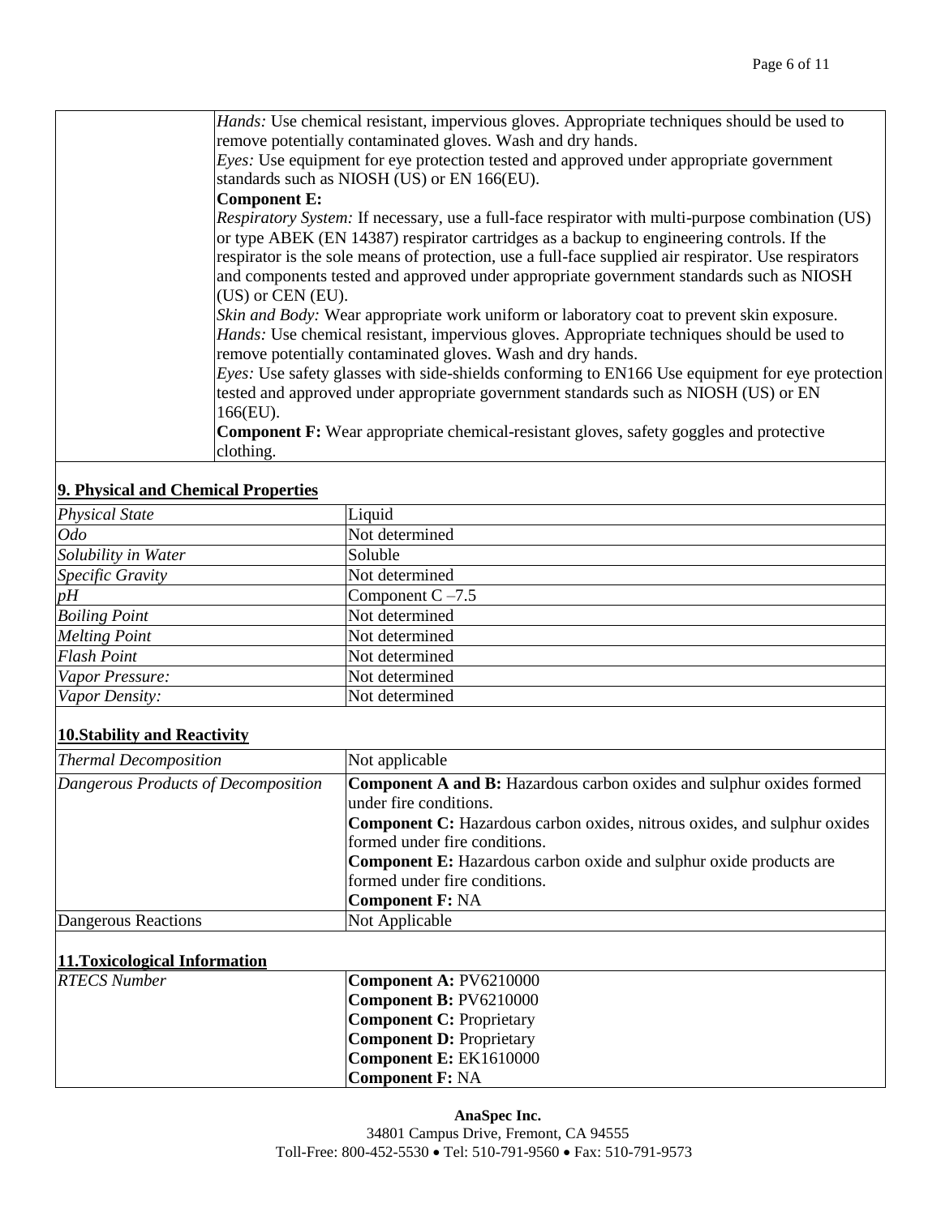| | *Hands:* Use chemical resistant, impervious gloves. Appropriate techniques should be used to remove potentially contaminated gloves. Wash and dry hands.<br>*Eyes:* Use equipment for eye protection tested and approved under appropriate government standards such as NIOSH (US) or EN 166(EU).<br>**Component E:**<br>*Respiratory System:* If necessary, use a full-face respirator with multi-purpose combination (US) or type ABEK (EN 14387) respirator cartridges as a backup to engineering controls. If the respirator is the sole means of protection, use a full-face supplied air respirator. Use respirators and components tested and approved under appropriate government standards such as NIOSH (US) or CEN (EU).<br>*Skin and Body:* Wear appropriate work uniform or laboratory coat to prevent skin exposure.<br>*Hands:* Use chemical resistant, impervious gloves. Appropriate techniques should be used to remove potentially contaminated gloves. Wash and dry hands.<br>*Eyes:* Use safety glasses with side-shields conforming to EN166 Use equipment for eye protection tested and approved under appropriate government standards such as NIOSH (US) or EN 166(EU).<br>**Component F:** Wear appropriate chemical-resistant gloves, safety goggles and protective clothing. |
|---|---|

## 9. Physical and Chemical Properties

| | |
|---|---|
| *Physical State* | Liquid |
| *Odo* | Not determined |
| *Solubility in Water* | Soluble |
| *Specific Gravity* | Not determined |
| *pH* | Component C –7.5 |
| *Boiling Point* | Not determined |
| *Melting Point* | Not determined |
| *Flash Point* | Not determined |
| *Vapor Pressure:* | Not determined |
| *Vapor Density:* | Not determined |

## 10.Stability and Reactivity

| | |
|---|---|
| *Thermal Decomposition* | Not applicable |
| *Dangerous Products of Decomposition* | **Component A and B:** Hazardous carbon oxides and sulphur oxides formed under fire conditions.<br>**Component C:** Hazardous carbon oxides, nitrous oxides, and sulphur oxides formed under fire conditions.<br>**Component E:** Hazardous carbon oxide and sulphur oxide products are formed under fire conditions.<br>**Component F:** NA |
| Dangerous Reactions | Not Applicable |

## 11.Toxicological Information

| | |
|---|---|
| *RTECS Number* | **Component A:** PV6210000<br>**Component B:** PV6210000<br>**Component C:** Proprietary<br>**Component D:** Proprietary<br>**Component E:** EK1610000<br>**Component F:** NA |

**AnaSpec Inc.**
34801 Campus Drive, Fremont, CA 94555
Toll-Free: 800-452-5530 • Tel: 510-791-9560 • Fax: 510-791-9573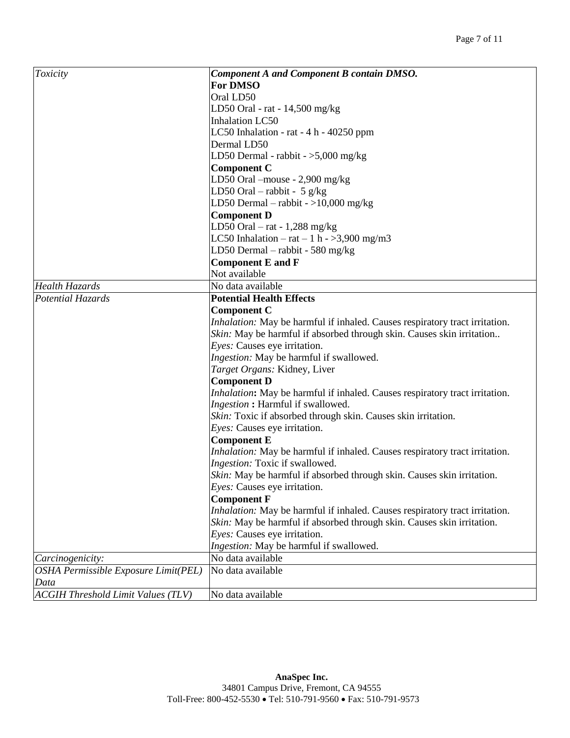| | |
|---|---|
| *Toxicity* | ***Component A and Component B contain DMSO.***<br>**For DMSO**<br>Oral LD50<br>LD50 Oral - rat - 14,500 mg/kg<br>Inhalation LC50<br>LC50 Inhalation - rat - 4 h - 40250 ppm<br>Dermal LD50<br>LD50 Dermal - rabbit - >5,000 mg/kg<br>**Component C**<br>LD50 Oral –mouse - 2,900 mg/kg<br>LD50 Oral – rabbit - 5 g/kg<br>LD50 Dermal – rabbit - >10,000 mg/kg<br>**Component D**<br>LD50 Oral – rat - 1,288 mg/kg<br>LC50 Inhalation – rat – 1 h - >3,900 mg/m3<br>LD50 Dermal – rabbit - 580 mg/kg<br>**Component E and F**<br>Not available |
| *Health Hazards* | No data available |
| *Potential Hazards* | **Potential Health Effects**<br>**Component C**<br>*Inhalation:* May be harmful if inhaled. Causes respiratory tract irritation.<br>*Skin:* May be harmful if absorbed through skin. Causes skin irritation..<br>*Eyes:* Causes eye irritation.<br>*Ingestion:* May be harmful if swallowed.<br>*Target Organs:* Kidney, Liver<br>**Component D**<br>*Inhalation***:** May be harmful if inhaled. Causes respiratory tract irritation.<br>*Ingestion* **:** Harmful if swallowed.<br>*Skin:* Toxic if absorbed through skin. Causes skin irritation.<br>*Eyes:* Causes eye irritation.<br>**Component E**<br>*Inhalation:* May be harmful if inhaled. Causes respiratory tract irritation.<br>*Ingestion:* Toxic if swallowed.<br>*Skin:* May be harmful if absorbed through skin. Causes skin irritation.<br>*Eyes:* Causes eye irritation.<br>**Component F**<br>*Inhalation:* May be harmful if inhaled. Causes respiratory tract irritation.<br>*Skin:* May be harmful if absorbed through skin. Causes skin irritation.<br>*Eyes:* Causes eye irritation.<br>*Ingestion:* May be harmful if swallowed. |
| *Carcinogenicity:* | No data available |
| *OSHA Permissible Exposure Limit(PEL) Data* | No data available |
| *ACGIH Threshold Limit Values (TLV)* | No data available |

**AnaSpec Inc.**
34801 Campus Drive, Fremont, CA 94555
Toll-Free: 800-452-5530 • Tel: 510-791-9560 • Fax: 510-791-9573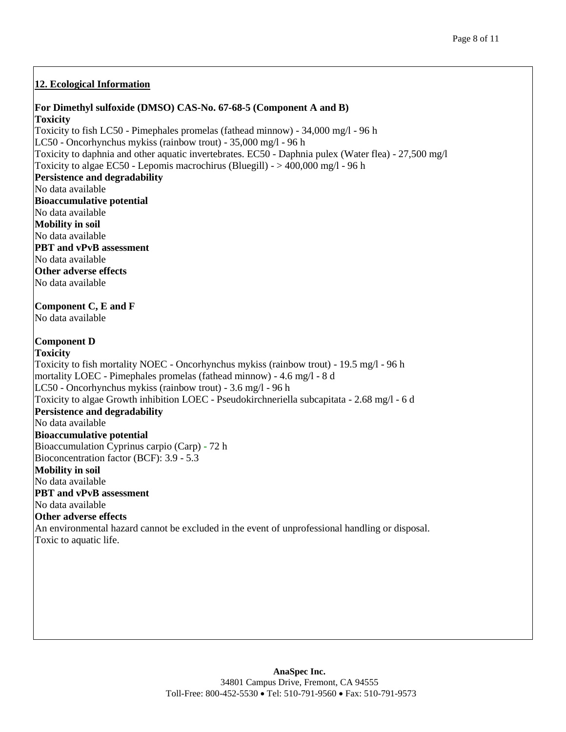## 12. Ecological Information

**For Dimethyl sulfoxide (DMSO) CAS-No. 67-68-5 (Component A and B)**

**Toxicity**

Toxicity to fish LC50 - Pimephales promelas (fathead minnow) - 34,000 mg/l - 96 h
LC50 - Oncorhynchus mykiss (rainbow trout) - 35,000 mg/l - 96 h
Toxicity to daphnia and other aquatic invertebrates. EC50 - Daphnia pulex (Water flea) - 27,500 mg/l
Toxicity to algae EC50 - Lepomis macrochirus (Bluegill) - > 400,000 mg/l - 96 h

**Persistence and degradability**

No data available

**Bioaccumulative potential**

No data available

**Mobility in soil**

No data available

**PBT and vPvB assessment**

No data available

**Other adverse effects**

No data available

**Component C, E and F**

No data available

**Component D**

**Toxicity**

Toxicity to fish mortality NOEC - Oncorhynchus mykiss (rainbow trout) - 19.5 mg/l - 96 h
mortality LOEC - Pimephales promelas (fathead minnow) - 4.6 mg/l - 8 d
LC50 - Oncorhynchus mykiss (rainbow trout) - 3.6 mg/l - 96 h
Toxicity to algae Growth inhibition LOEC - Pseudokirchneriella subcapitata - 2.68 mg/l - 6 d

**Persistence and degradability**

No data available

**Bioaccumulative potential**

Bioaccumulation Cyprinus carpio (Carp) - 72 h
Bioconcentration factor (BCF): 3.9 - 5.3

**Mobility in soil**

No data available

**PBT and vPvB assessment**

No data available

**Other adverse effects**

An environmental hazard cannot be excluded in the event of unprofessional handling or disposal.
Toxic to aquatic life.

**AnaSpec Inc.**
34801 Campus Drive, Fremont, CA 94555
Toll-Free: 800-452-5530 • Tel: 510-791-9560 • Fax: 510-791-9573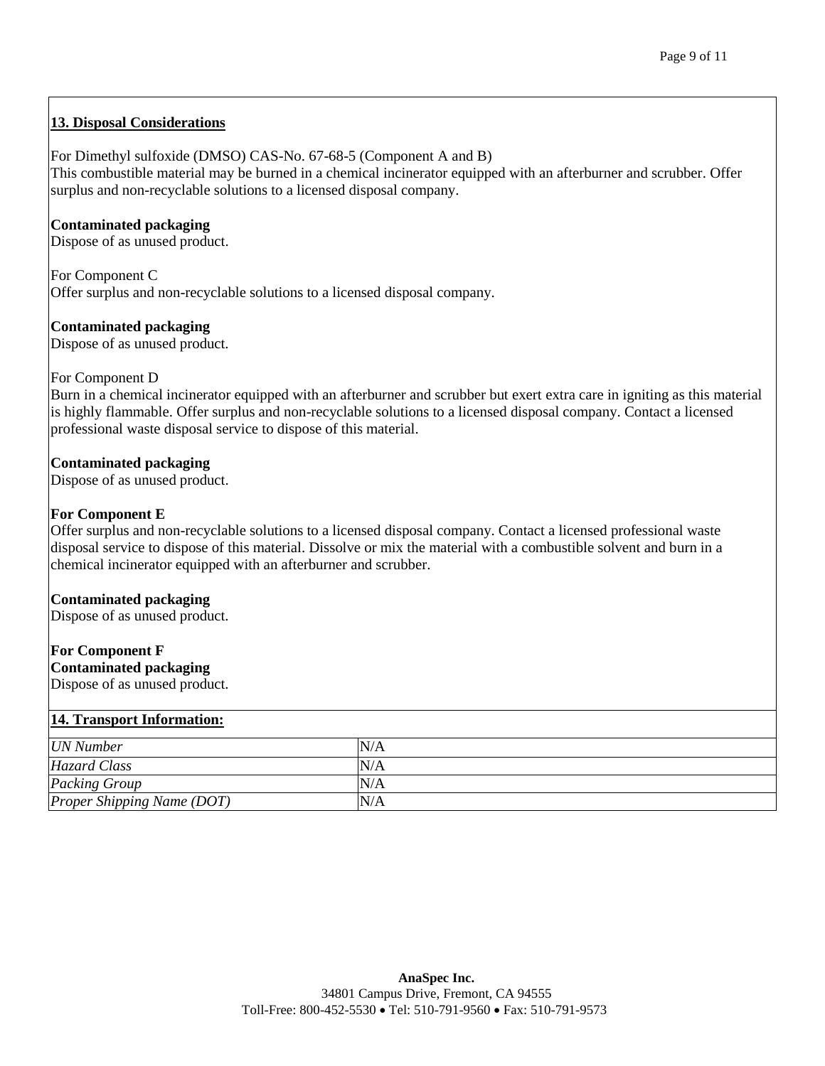## 13. Disposal Considerations

For Dimethyl sulfoxide (DMSO) CAS-No. 67-68-5 (Component A and B)
This combustible material may be burned in a chemical incinerator equipped with an afterburner and scrubber. Offer surplus and non-recyclable solutions to a licensed disposal company.

**Contaminated packaging**
Dispose of as unused product.

For Component C
Offer surplus and non-recyclable solutions to a licensed disposal company.

**Contaminated packaging**
Dispose of as unused product.

For Component D
Burn in a chemical incinerator equipped with an afterburner and scrubber but exert extra care in igniting as this material is highly flammable. Offer surplus and non-recyclable solutions to a licensed disposal company. Contact a licensed professional waste disposal service to dispose of this material.

**Contaminated packaging**
Dispose of as unused product.

**For Component E**
Offer surplus and non-recyclable solutions to a licensed disposal company. Contact a licensed professional waste disposal service to dispose of this material. Dissolve or mix the material with a combustible solvent and burn in a chemical incinerator equipped with an afterburner and scrubber.

**Contaminated packaging**
Dispose of as unused product.

**For Component F**
**Contaminated packaging**
Dispose of as unused product.

## 14. Transport Information:

| | |
|---|---|
| *UN Number* | N/A |
| *Hazard Class* | N/A |
| *Packing Group* | N/A |
| *Proper Shipping Name (DOT)* | N/A |

**AnaSpec Inc.**
34801 Campus Drive, Fremont, CA 94555
Toll-Free: 800-452-5530 • Tel: 510-791-9560 • Fax: 510-791-9573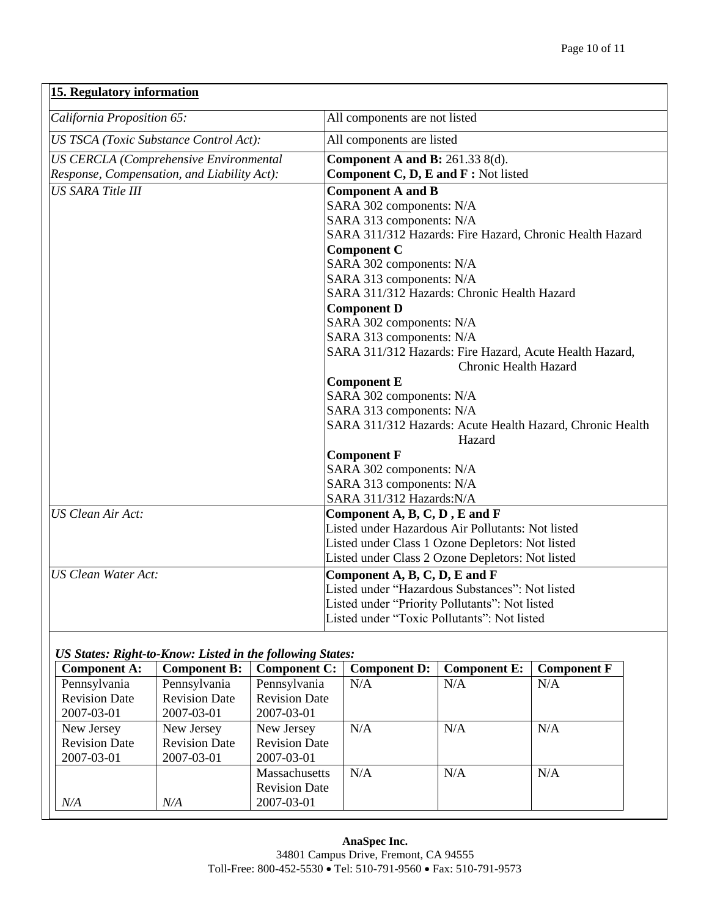## 15. Regulatory information

| | |
|---|---|
| *California Proposition 65:* | All components are not listed |
| *US TSCA (Toxic Substance Control Act):* | All components are listed |
| *US CERCLA (Comprehensive Environmental Response, Compensation, and Liability Act):* | **Component A and B:** 261.33 8(d).<br>**Component C, D, E and F :** Not listed |
| *US SARA Title III* | **Component A and B**<br>SARA 302 components: N/A<br>SARA 313 components: N/A<br>SARA 311/312 Hazards: Fire Hazard, Chronic Health Hazard<br>**Component C**<br>SARA 302 components: N/A<br>SARA 313 components: N/A<br>SARA 311/312 Hazards: Chronic Health Hazard<br>**Component D**<br>SARA 302 components: N/A<br>SARA 313 components: N/A<br>SARA 311/312 Hazards: Fire Hazard, Acute Health Hazard, Chronic Health Hazard<br>**Component E**<br>SARA 302 components: N/A<br>SARA 313 components: N/A<br>SARA 311/312 Hazards: Acute Health Hazard, Chronic Health Hazard<br>**Component F**<br>SARA 302 components: N/A<br>SARA 313 components: N/A<br>SARA 311/312 Hazards:N/A |
| *US Clean Air Act:* | **Component A, B, C, D , E and F**<br>Listed under Hazardous Air Pollutants: Not listed<br>Listed under Class 1 Ozone Depletors: Not listed<br>Listed under Class 2 Ozone Depletors: Not listed |
| *US Clean Water Act:* | **Component A, B, C, D, E and F**<br>Listed under "Hazardous Substances": Not listed<br>Listed under "Priority Pollutants": Not listed<br>Listed under "Toxic Pollutants": Not listed |

***US States: Right-to-Know: Listed in the following States:***

| Component A: | Component B: | Component C: | Component D: | Component E: | Component F |
|---|---|---|---|---|---|
| Pennsylvania Revision Date 2007-03-01 | Pennsylvania Revision Date 2007-03-01 | Pennsylvania Revision Date 2007-03-01 | N/A | N/A | N/A |
| New Jersey Revision Date 2007-03-01 | New Jersey Revision Date 2007-03-01 | New Jersey Revision Date 2007-03-01 | N/A | N/A | N/A |
| *N/A* | *N/A* | Massachusetts Revision Date 2007-03-01 | N/A | N/A | N/A |

**AnaSpec Inc.**
34801 Campus Drive, Fremont, CA 94555
Toll-Free: 800-452-5530 • Tel: 510-791-9560 • Fax: 510-791-9573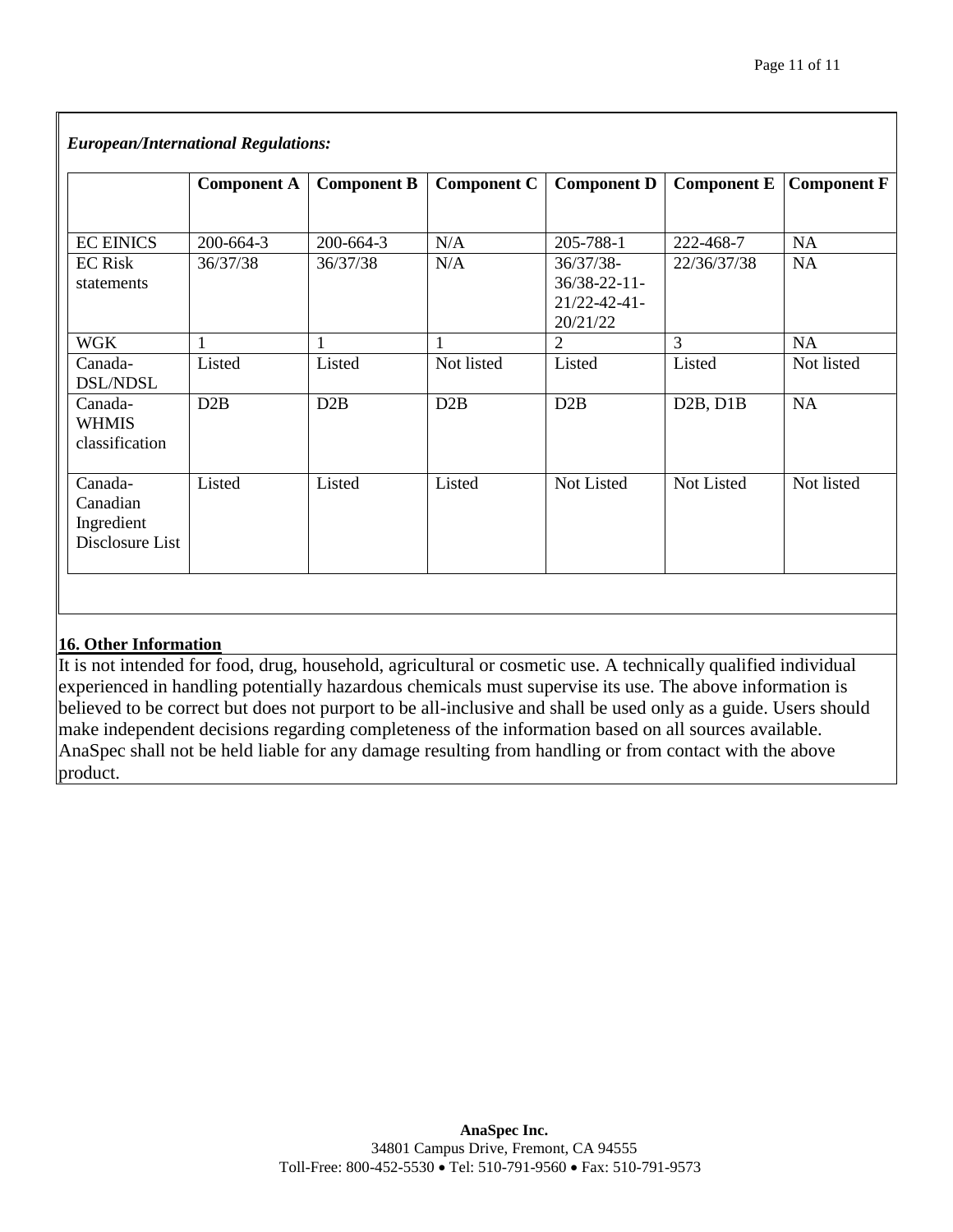*European/International Regulations:*

| | Component A | Component B | Component C | Component D | Component E | Component F |
|---|---|---|---|---|---|---|
| EC EINICS | 200-664-3 | 200-664-3 | N/A | 205-788-1 | 222-468-7 | NA |
| EC Risk statements | 36/37/38 | 36/37/38 | N/A | 36/37/38-36/38-22-11-21/22-42-41-20/21/22 | 22/36/37/38 | NA |
| WGK | 1 | 1 | 1 | 2 | 3 | NA |
| Canada-DSL/NDSL | Listed | Listed | Not listed | Listed | Listed | Not listed |
| Canada-WHMIS classification | D2B | D2B | D2B | D2B | D2B, D1B | NA |
| Canada-Canadian Ingredient Disclosure List | Listed | Listed | Listed | Not Listed | Not Listed | Not listed |

**16. Other Information**

It is not intended for food, drug, household, agricultural or cosmetic use. A technically qualified individual experienced in handling potentially hazardous chemicals must supervise its use. The above information is believed to be correct but does not purport to be all-inclusive and shall be used only as a guide. Users should make independent decisions regarding completeness of the information based on all sources available. AnaSpec shall not be held liable for any damage resulting from handling or from contact with the above product.

**AnaSpec Inc.**
34801 Campus Drive, Fremont, CA 94555
Toll-Free: 800-452-5530 • Tel: 510-791-9560 • Fax: 510-791-9573